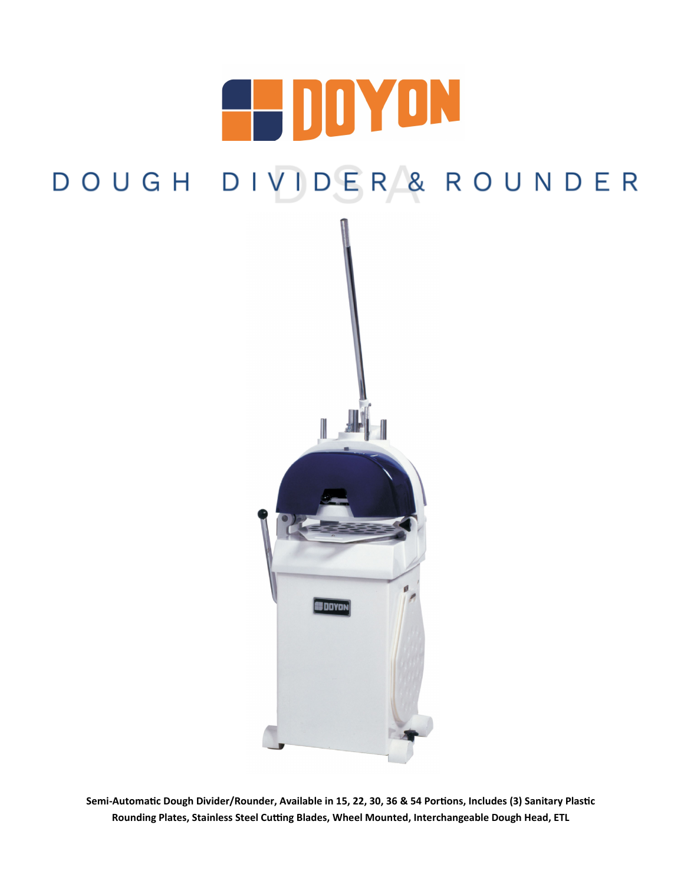# DOYON

# DOUGH DIVIDER & ROUNDER

DSA

**Semi-Automatic Dough Divider/Rounder, Available in 15, 22, 30, 36 & 54 Portions, Includes (3) Sanitary Plastic Rounding Plates, Stainless Steel Cutting Blades, Wheel Mounted, Interchangeable Dough Head, ETL**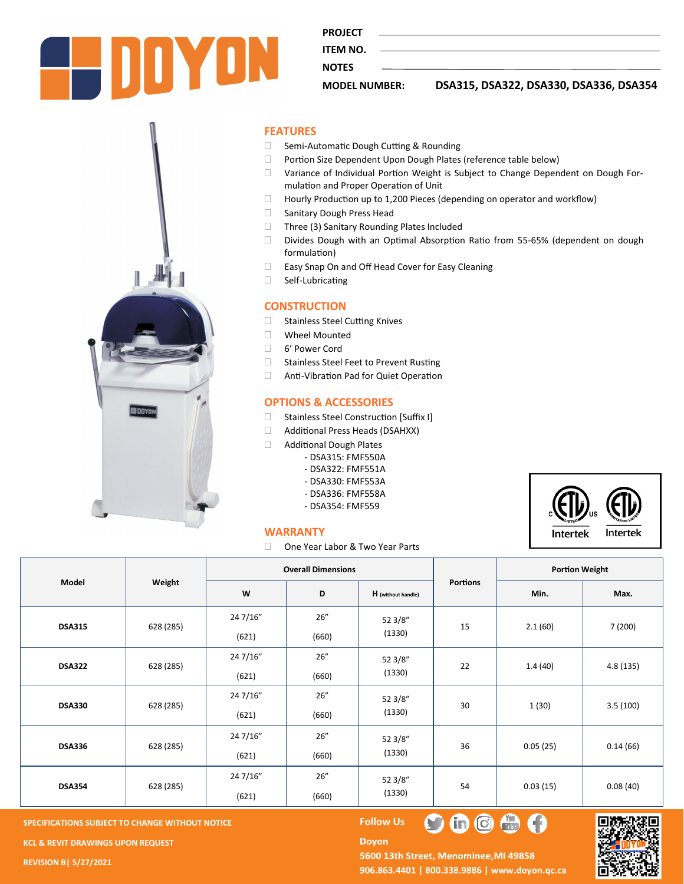PROJECT

ITEM NO.

NOTES

MODEL NUMBER: **DSA315, DSA322, DSA330, DSA336, DSA354**

## FEATURES

- Semi-Automatic Dough Cutting & Rounding
- Portion Size Dependent Upon Dough Plates (reference table below)
- Variance of Individual Portion Weight is Subject to Change Dependent on Dough Formulation and Proper Operation of Unit
- Hourly Production up to 1,200 Pieces (depending on operator and workflow)
- Sanitary Dough Press Head
- Three (3) Sanitary Rounding Plates Included
- Divides Dough with an Optimal Absorption Ratio from 55-65% (dependent on dough formulation)
- Easy Snap On and Off Head Cover for Easy Cleaning
- Self-Lubricating

## CONSTRUCTION

- Stainless Steel Cutting Knives
- Wheel Mounted
- 6' Power Cord
- Stainless Steel Feet to Prevent Rusting
- Anti-Vibration Pad for Quiet Operation

## OPTIONS & ACCESSORIES

- Stainless Steel Construction [Suffix I]
- Additional Press Heads (DSAHXX)
- Additional Dough Plates
  - DSA315: FMF550A
  - DSA322: FMF551A
  - DSA330: FMF553A
  - DSA336: FMF558A
  - DSA354: FMF559

## WARRANTY

- One Year Labor & Two Year Parts

| Model | Weight | Overall Dimensions | | | Portions | Portion Weight | |
|---|---|---|---|---|---|---|---|
| | | W | D | H (without handle) | | Min. | Max. |
| **DSA315** | 628 (285) | 24 7/16" (621) | 26" (660) | 52 3/8" (1330) | 15 | 2.1 (60) | 7 (200) |
| **DSA322** | 628 (285) | 24 7/16" (621) | 26" (660) | 52 3/8" (1330) | 22 | 1.4 (40) | 4.8 (135) |
| **DSA330** | 628 (285) | 24 7/16" (621) | 26" (660) | 52 3/8" (1330) | 30 | 1 (30) | 3.5 (100) |
| **DSA336** | 628 (285) | 24 7/16" (621) | 26" (660) | 52 3/8" (1330) | 36 | 0.05 (25) | 0.14 (66) |
| **DSA354** | 628 (285) | 24 7/16" (621) | 26" (660) | 52 3/8" (1330) | 54 | 0.03 (15) | 0.08 (40) |

**SPECIFICATIONS SUBJECT TO CHANGE WITHOUT NOTICE**

**KCL & REVIT DRAWINGS UPON REQUEST**

**REVISION B| 5/27/2021**

**Follow Us**

**Doyon**
**5600 13th Street, Menominee,MI 49858**
**906.863.4401 | 800.338.9886 | www.doyon.qc.ca**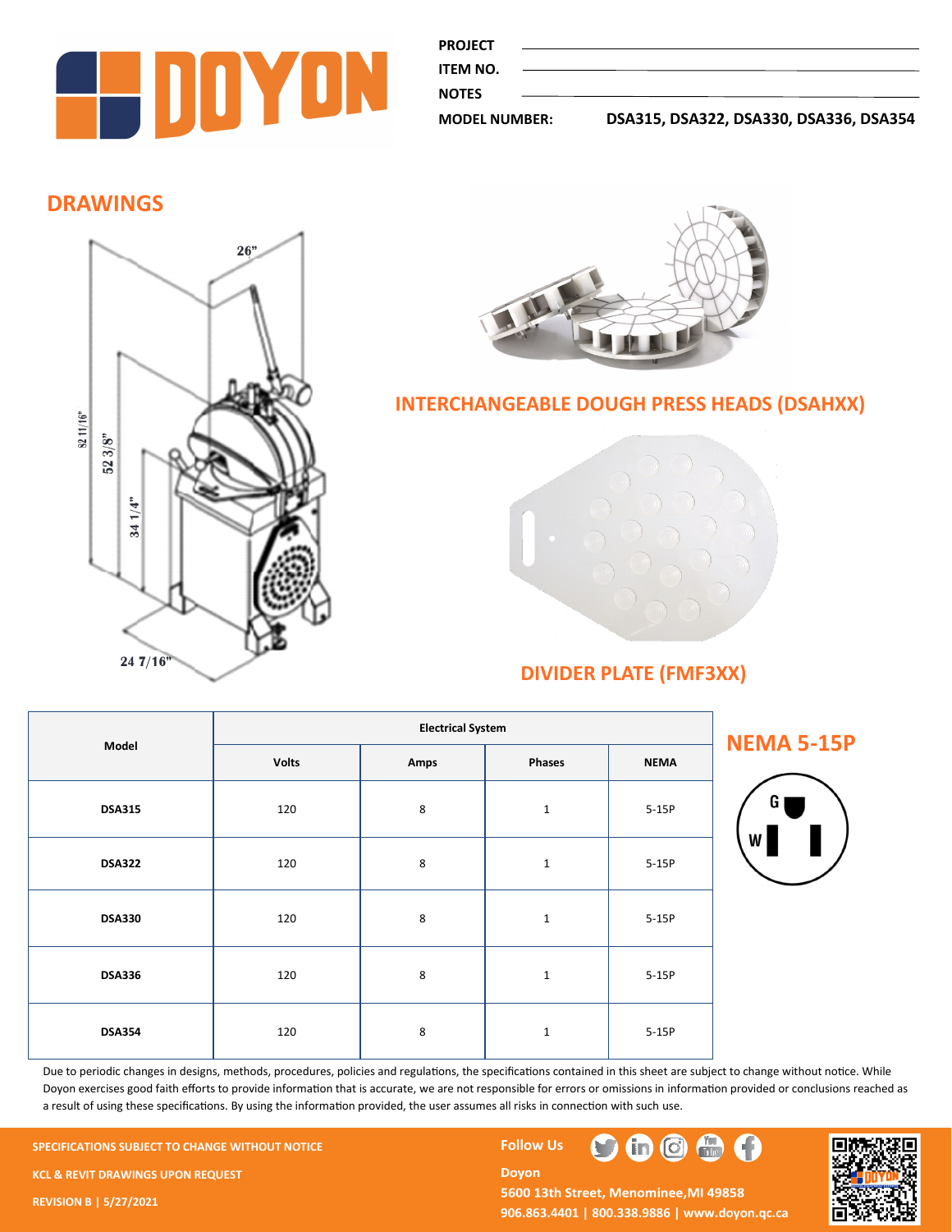DOYON

PROJECT
ITEM NO.
NOTES
MODEL NUMBER: DSA315, DSA322, DSA330, DSA336, DSA354

## DRAWINGS

26”

82 11/16”

52 3/8”

34 1/4”

24 7/16”

### INTERCHANGEABLE DOUGH PRESS HEADS (DSAHXX)

### DIVIDER PLATE (FMF3XX)

| Model | Electrical System | | | |
|---|---|---|---|---|
| | Volts | Amps | Phases | NEMA |
| **DSA315** | 120 | 8 | 1 | 5-15P |
| **DSA322** | 120 | 8 | 1 | 5-15P |
| **DSA330** | 120 | 8 | 1 | 5-15P |
| **DSA336** | 120 | 8 | 1 | 5-15P |
| **DSA354** | 120 | 8 | 1 | 5-15P |

### NEMA 5-15P

G

W

Due to periodic changes in designs, methods, procedures, policies and regulations, the specifications contained in this sheet are subject to change without notice. While Doyon exercises good faith efforts to provide information that is accurate, we are not responsible for errors or omissions in information provided or conclusions reached as a result of using these specifications. By using the information provided, the user assumes all risks in connection with such use.

SPECIFICATIONS SUBJECT TO CHANGE WITHOUT NOTICE

KCL & REVIT DRAWINGS UPON REQUEST

REVISION B | 5/27/2021

Follow Us

Doyon
5600 13th Street, Menominee,MI 49858
906.863.4401 | 800.338.9886 | www.doyon.qc.ca